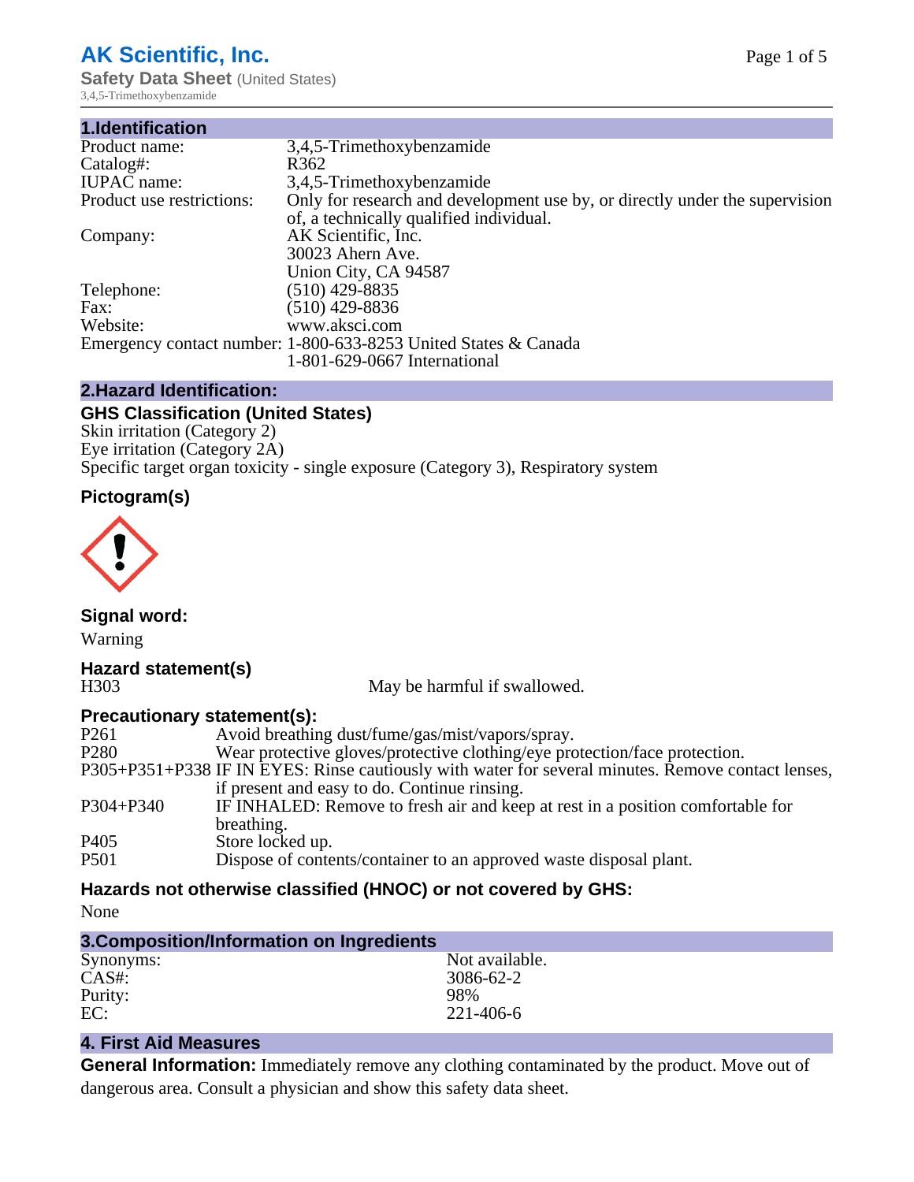# AK Scientific, Inc.

**Safety Data Sheet** (United States)

3,4,5-Trimethoxybenzamide

## 1.Identification

| | |
|---|---|
| Product name: | 3,4,5-Trimethoxybenzamide |
| Catalog#: | R362 |
| IUPAC name: | 3,4,5-Trimethoxybenzamide |
| Product use restrictions: | Only for research and development use by, or directly under the supervision of, a technically qualified individual. |
| Company: | AK Scientific, Inc.<br>30023 Ahern Ave.<br>Union City, CA 94587 |
| Telephone: | (510) 429-8835 |
| Fax: | (510) 429-8836 |
| Website: | www.aksci.com |
| Emergency contact number: | 1-800-633-8253 United States & Canada<br>1-801-629-0667 International |

## 2.Hazard Identification:

### GHS Classification (United States)

Skin irritation (Category 2)
Eye irritation (Category 2A)
Specific target organ toxicity - single exposure (Category 3), Respiratory system

### Pictogram(s)

### Signal word:

Warning

### Hazard statement(s)

| | |
|---|---|
| H303 | May be harmful if swallowed. |

### Precautionary statement(s):

| | |
|---|---|
| P261 | Avoid breathing dust/fume/gas/mist/vapors/spray. |
| P280 | Wear protective gloves/protective clothing/eye protection/face protection. |
| P305+P351+P338 | IF IN EYES: Rinse cautiously with water for several minutes. Remove contact lenses, if present and easy to do. Continue rinsing. |
| P304+P340 | IF INHALED: Remove to fresh air and keep at rest in a position comfortable for breathing. |
| P405 | Store locked up. |
| P501 | Dispose of contents/container to an approved waste disposal plant. |

### Hazards not otherwise classified (HNOC) or not covered by GHS:

None

## 3.Composition/Information on Ingredients

| | |
|---|---|
| Synonyms: | Not available. |
| CAS#: | 3086-62-2 |
| Purity: | 98% |
| EC: | 221-406-6 |

## 4. First Aid Measures

**General Information:** Immediately remove any clothing contaminated by the product. Move out of dangerous area. Consult a physician and show this safety data sheet.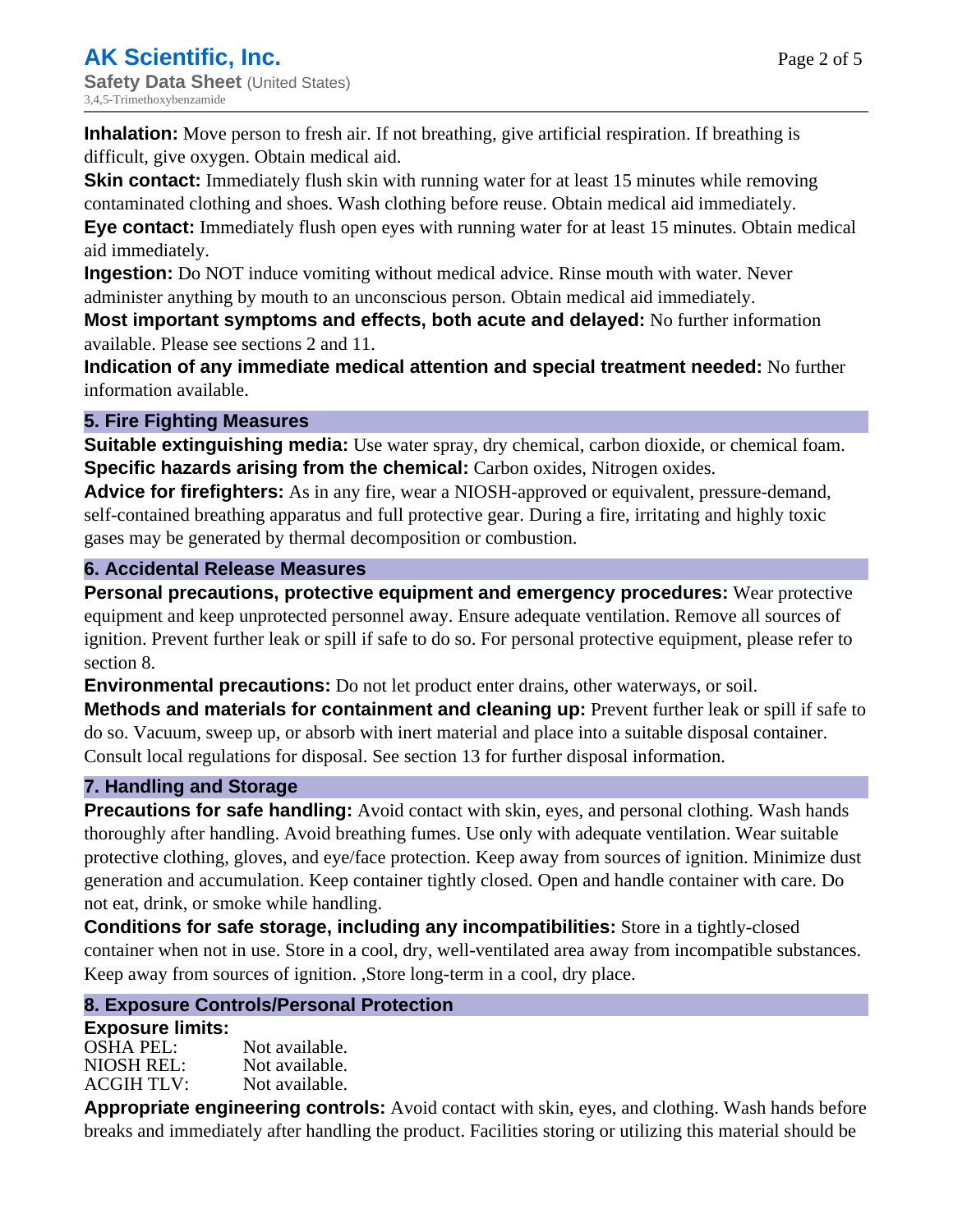**Inhalation:** Move person to fresh air. If not breathing, give artificial respiration. If breathing is difficult, give oxygen. Obtain medical aid.

**Skin contact:** Immediately flush skin with running water for at least 15 minutes while removing contaminated clothing and shoes. Wash clothing before reuse. Obtain medical aid immediately.

**Eye contact:** Immediately flush open eyes with running water for at least 15 minutes. Obtain medical aid immediately.

**Ingestion:** Do NOT induce vomiting without medical advice. Rinse mouth with water. Never administer anything by mouth to an unconscious person. Obtain medical aid immediately.

**Most important symptoms and effects, both acute and delayed:** No further information available. Please see sections 2 and 11.

**Indication of any immediate medical attention and special treatment needed:** No further information available.

## 5. Fire Fighting Measures

**Suitable extinguishing media:** Use water spray, dry chemical, carbon dioxide, or chemical foam.

**Specific hazards arising from the chemical:** Carbon oxides, Nitrogen oxides.

**Advice for firefighters:** As in any fire, wear a NIOSH-approved or equivalent, pressure-demand, self-contained breathing apparatus and full protective gear. During a fire, irritating and highly toxic gases may be generated by thermal decomposition or combustion.

## 6. Accidental Release Measures

**Personal precautions, protective equipment and emergency procedures:** Wear protective equipment and keep unprotected personnel away. Ensure adequate ventilation. Remove all sources of ignition. Prevent further leak or spill if safe to do so. For personal protective equipment, please refer to section 8.

**Environmental precautions:** Do not let product enter drains, other waterways, or soil.

**Methods and materials for containment and cleaning up:** Prevent further leak or spill if safe to do so. Vacuum, sweep up, or absorb with inert material and place into a suitable disposal container. Consult local regulations for disposal. See section 13 for further disposal information.

## 7. Handling and Storage

**Precautions for safe handling:** Avoid contact with skin, eyes, and personal clothing. Wash hands thoroughly after handling. Avoid breathing fumes. Use only with adequate ventilation. Wear suitable protective clothing, gloves, and eye/face protection. Keep away from sources of ignition. Minimize dust generation and accumulation. Keep container tightly closed. Open and handle container with care. Do not eat, drink, or smoke while handling.

**Conditions for safe storage, including any incompatibilities:** Store in a tightly-closed container when not in use. Store in a cool, dry, well-ventilated area away from incompatible substances. Keep away from sources of ignition. ,Store long-term in a cool, dry place.

## 8. Exposure Controls/Personal Protection

**Exposure limits:**

| | |
|---|---|
| OSHA PEL: | Not available. |
| NIOSH REL: | Not available. |
| ACGIH TLV: | Not available. |

**Appropriate engineering controls:** Avoid contact with skin, eyes, and clothing. Wash hands before breaks and immediately after handling the product. Facilities storing or utilizing this material should be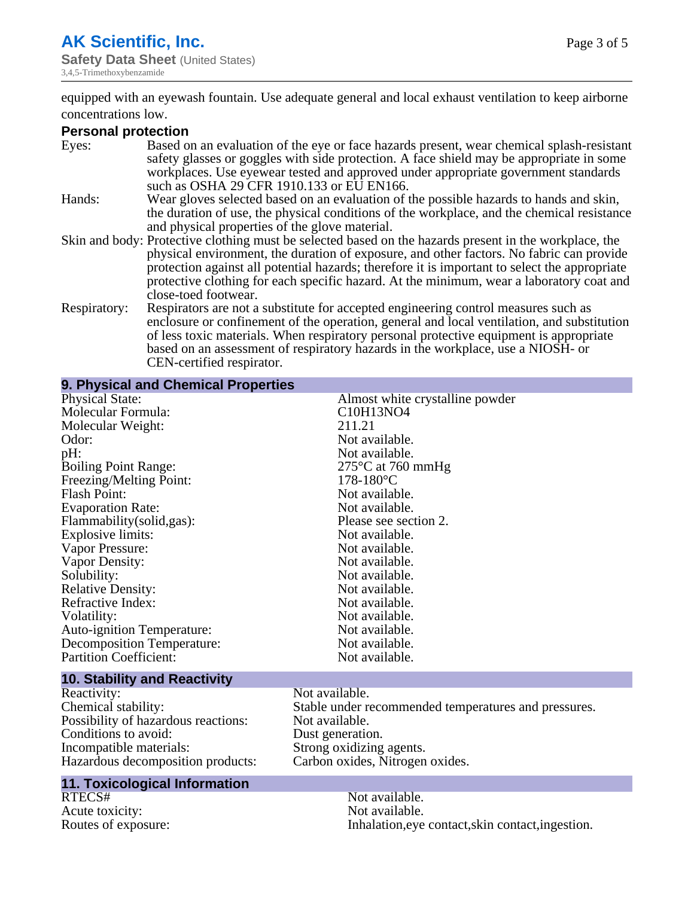equipped with an eyewash fountain. Use adequate general and local exhaust ventilation to keep airborne concentrations low.

### Personal protection

**Eyes:** Based on an evaluation of the eye or face hazards present, wear chemical splash-resistant safety glasses or goggles with side protection. A face shield may be appropriate in some workplaces. Use eyewear tested and approved under appropriate government standards such as OSHA 29 CFR 1910.133 or EU EN166.

**Hands:** Wear gloves selected based on an evaluation of the possible hazards to hands and skin, the duration of use, the physical conditions of the workplace, and the chemical resistance and physical properties of the glove material.

**Skin and body:** Protective clothing must be selected based on the hazards present in the workplace, the physical environment, the duration of exposure, and other factors. No fabric can provide protection against all potential hazards; therefore it is important to select the appropriate protective clothing for each specific hazard. At the minimum, wear a laboratory coat and close-toed footwear.

**Respiratory:** Respirators are not a substitute for accepted engineering control measures such as enclosure or confinement of the operation, general and local ventilation, and substitution of less toxic materials. When respiratory personal protective equipment is appropriate based on an assessment of respiratory hazards in the workplace, use a NIOSH- or CEN-certified respirator.

## 9. Physical and Chemical Properties

| Property | Value |
|---|---|
| Physical State: | Almost white crystalline powder |
| Molecular Formula: | C10H13NO4 |
| Molecular Weight: | 211.21 |
| Odor: | Not available. |
| pH: | Not available. |
| Boiling Point Range: | 275°C at 760 mmHg |
| Freezing/Melting Point: | 178-180°C |
| Flash Point: | Not available. |
| Evaporation Rate: | Not available. |
| Flammability(solid,gas): | Please see section 2. |
| Explosive limits: | Not available. |
| Vapor Pressure: | Not available. |
| Vapor Density: | Not available. |
| Solubility: | Not available. |
| Relative Density: | Not available. |
| Refractive Index: | Not available. |
| Volatility: | Not available. |
| Auto-ignition Temperature: | Not available. |
| Decomposition Temperature: | Not available. |
| Partition Coefficient: | Not available. |

## 10. Stability and Reactivity

| Property | Value |
|---|---|
| Reactivity: | Not available. |
| Chemical stability: | Stable under recommended temperatures and pressures. |
| Possibility of hazardous reactions: | Not available. |
| Conditions to avoid: | Dust generation. |
| Incompatible materials: | Strong oxidizing agents. |
| Hazardous decomposition products: | Carbon oxides, Nitrogen oxides. |

## 11. Toxicological Information

| Property | Value |
|---|---|
| RTECS# | Not available. |
| Acute toxicity: | Not available. |
| Routes of exposure: | Inhalation,eye contact,skin contact,ingestion. |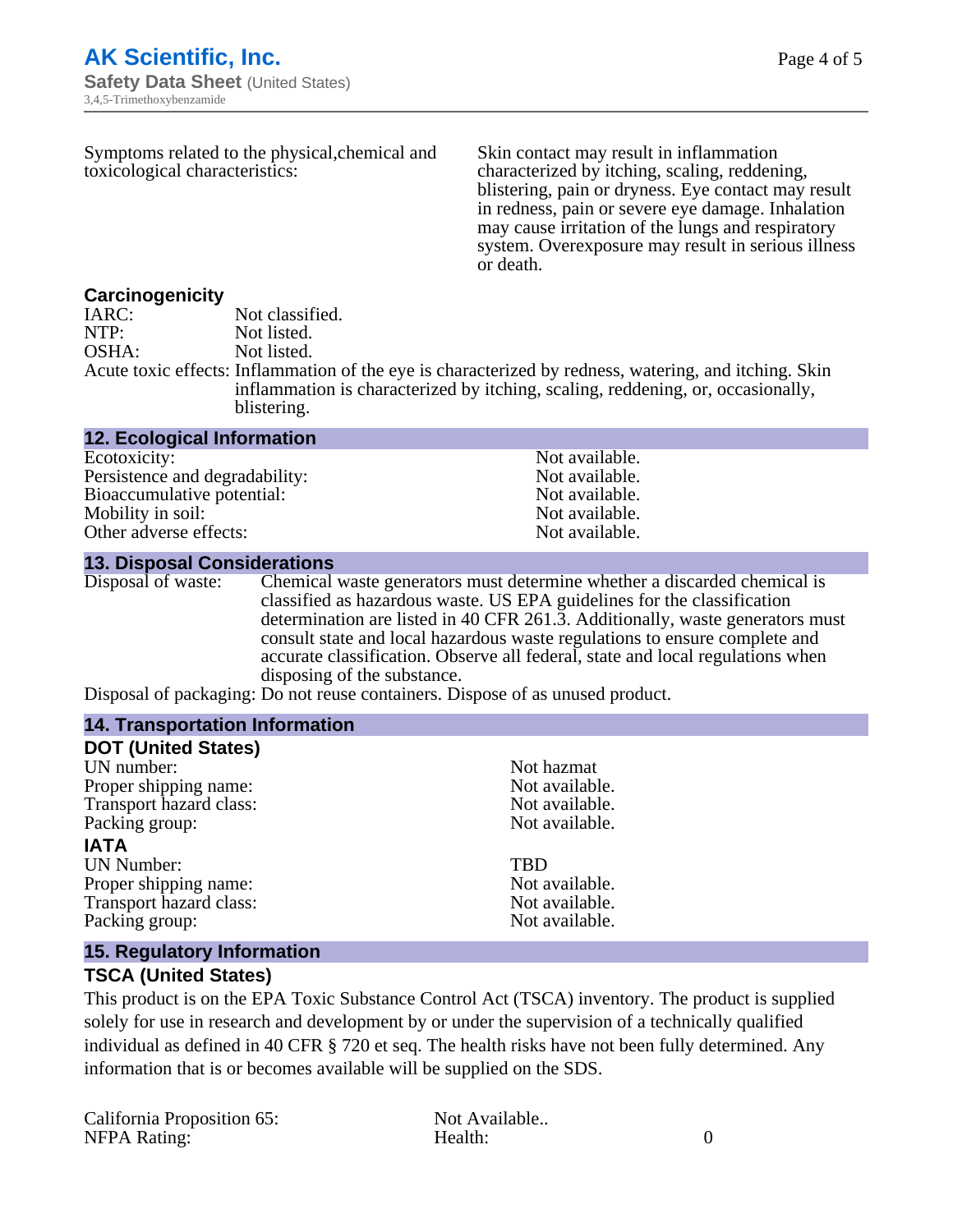Symptoms related to the physical,chemical and toxicological characteristics: Skin contact may result in inflammation characterized by itching, scaling, reddening, blistering, pain or dryness. Eye contact may result in redness, pain or severe eye damage. Inhalation may cause irritation of the lungs and respiratory system. Overexposure may result in serious illness or death.

### Carcinogenicity

IARC: Not classified.
NTP: Not listed.
OSHA: Not listed.
Acute toxic effects: Inflammation of the eye is characterized by redness, watering, and itching. Skin inflammation is characterized by itching, scaling, reddening, or, occasionally, blistering.

## 12. Ecological Information

| | |
|---|---|
| Ecotoxicity: | Not available. |
| Persistence and degradability: | Not available. |
| Bioaccumulative potential: | Not available. |
| Mobility in soil: | Not available. |
| Other adverse effects: | Not available. |

## 13. Disposal Considerations

Disposal of waste: Chemical waste generators must determine whether a discarded chemical is classified as hazardous waste. US EPA guidelines for the classification determination are listed in 40 CFR 261.3. Additionally, waste generators must consult state and local hazardous waste regulations to ensure complete and accurate classification. Observe all federal, state and local regulations when disposing of the substance.

Disposal of packaging: Do not reuse containers. Dispose of as unused product.

## 14. Transportation Information

### DOT (United States)

| | |
|---|---|
| UN number: | Not hazmat |
| Proper shipping name: | Not available. |
| Transport hazard class: | Not available. |
| Packing group: | Not available. |

### IATA

| | |
|---|---|
| UN Number: | TBD |
| Proper shipping name: | Not available. |
| Transport hazard class: | Not available. |
| Packing group: | Not available. |

## 15. Regulatory Information

### TSCA (United States)

This product is on the EPA Toxic Substance Control Act (TSCA) inventory. The product is supplied solely for use in research and development by or under the supervision of a technically qualified individual as defined in 40 CFR § 720 et seq. The health risks have not been fully determined. Any information that is or becomes available will be supplied on the SDS.

| | | |
|---|---|---|
| California Proposition 65: | Not Available.. | |
| NFPA Rating: | Health: | 0 |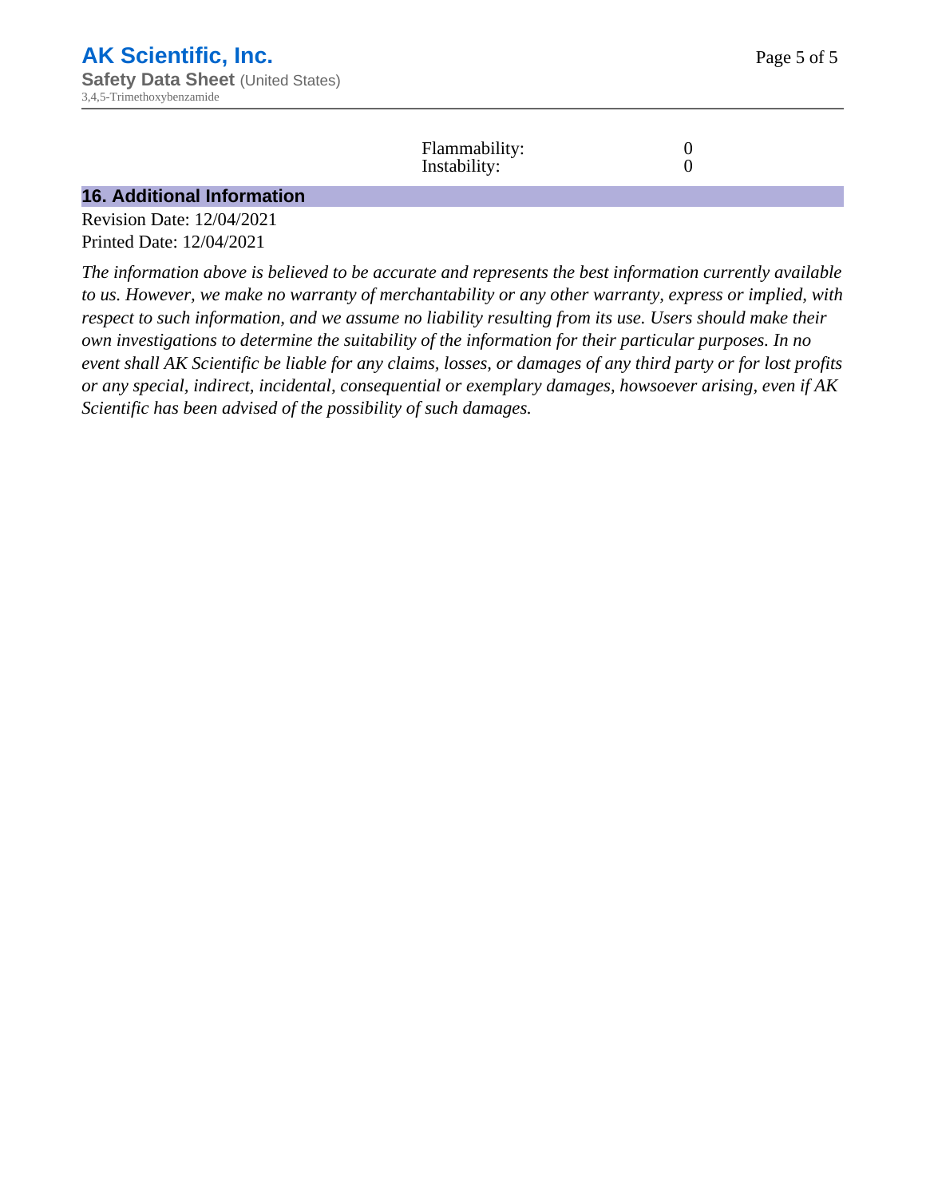| | |
|---|---|
| Flammability: | 0 |
| Instability: | 0 |

## 16. Additional Information

Revision Date: 12/04/2021
Printed Date: 12/04/2021

*The information above is believed to be accurate and represents the best information currently available to us. However, we make no warranty of merchantability or any other warranty, express or implied, with respect to such information, and we assume no liability resulting from its use. Users should make their own investigations to determine the suitability of the information for their particular purposes. In no event shall AK Scientific be liable for any claims, losses, or damages of any third party or for lost profits or any special, indirect, incidental, consequential or exemplary damages, howsoever arising, even if AK Scientific has been advised of the possibility of such damages.*